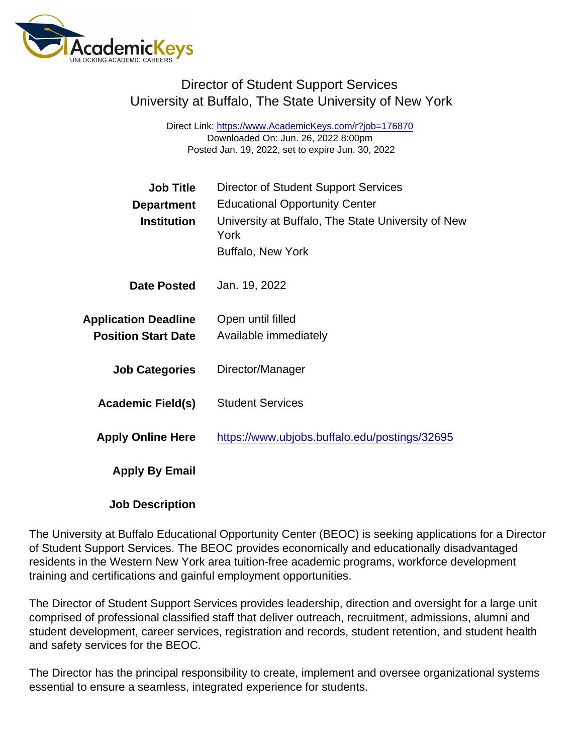# Director of Student Support Services
## University at Buffalo, The State University of New York

Direct Link: https://www.AcademicKeys.com/r?job=176870
Downloaded On: Jun. 26, 2022 8:00pm
Posted Jan. 19, 2022, set to expire Jun. 30, 2022

| | |
|---|---|
| **Job Title** | Director of Student Support Services |
| **Department** | Educational Opportunity Center |
| **Institution** | University at Buffalo, The State University of New York<br>Buffalo, New York |
| **Date Posted** | Jan. 19, 2022 |
| **Application Deadline** | Open until filled |
| **Position Start Date** | Available immediately |
| **Job Categories** | Director/Manager |
| **Academic Field(s)** | Student Services |
| **Apply Online Here** | https://www.ubjobs.buffalo.edu/postings/32695 |
| **Apply By Email** | |

**Job Description**

The University at Buffalo Educational Opportunity Center (BEOC) is seeking applications for a Director of Student Support Services. The BEOC provides economically and educationally disadvantaged residents in the Western New York area tuition-free academic programs, workforce development training and certifications and gainful employment opportunities.

The Director of Student Support Services provides leadership, direction and oversight for a large unit comprised of professional classified staff that deliver outreach, recruitment, admissions, alumni and student development, career services, registration and records, student retention, and student health and safety services for the BEOC.

The Director has the principal responsibility to create, implement and oversee organizational systems essential to ensure a seamless, integrated experience for students.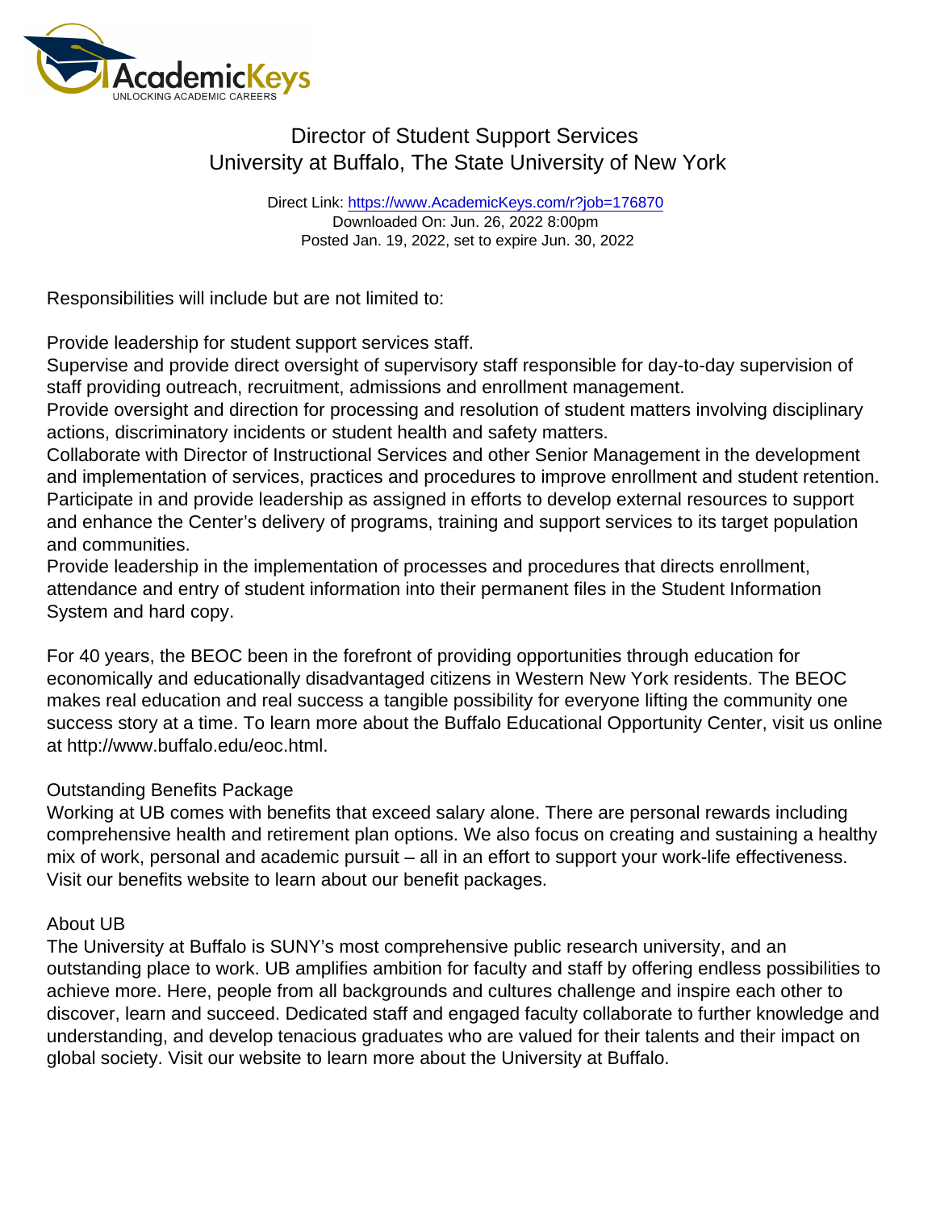Director of Student Support Services
University at Buffalo, The State University of New York

Direct Link: https://www.AcademicKeys.com/r?job=176870
Downloaded On: Jun. 26, 2022 8:00pm
Posted Jan. 19, 2022, set to expire Jun. 30, 2022

Responsibilities will include but are not limited to:

Provide leadership for student support services staff.
Supervise and provide direct oversight of supervisory staff responsible for day-to-day supervision of staff providing outreach, recruitment, admissions and enrollment management.
Provide oversight and direction for processing and resolution of student matters involving disciplinary actions, discriminatory incidents or student health and safety matters.
Collaborate with Director of Instructional Services and other Senior Management in the development and implementation of services, practices and procedures to improve enrollment and student retention.
Participate in and provide leadership as assigned in efforts to develop external resources to support and enhance the Center's delivery of programs, training and support services to its target population and communities.
Provide leadership in the implementation of processes and procedures that directs enrollment, attendance and entry of student information into their permanent files in the Student Information System and hard copy.

For 40 years, the BEOC been in the forefront of providing opportunities through education for economically and educationally disadvantaged citizens in Western New York residents. The BEOC makes real education and real success a tangible possibility for everyone lifting the community one success story at a time. To learn more about the Buffalo Educational Opportunity Center, visit us online at http://www.buffalo.edu/eoc.html.

Outstanding Benefits Package
Working at UB comes with benefits that exceed salary alone. There are personal rewards including comprehensive health and retirement plan options. We also focus on creating and sustaining a healthy mix of work, personal and academic pursuit – all in an effort to support your work-life effectiveness. Visit our benefits website to learn about our benefit packages.

About UB
The University at Buffalo is SUNY's most comprehensive public research university, and an outstanding place to work. UB amplifies ambition for faculty and staff by offering endless possibilities to achieve more. Here, people from all backgrounds and cultures challenge and inspire each other to discover, learn and succeed. Dedicated staff and engaged faculty collaborate to further knowledge and understanding, and develop tenacious graduates who are valued for their talents and their impact on global society. Visit our website to learn more about the University at Buffalo.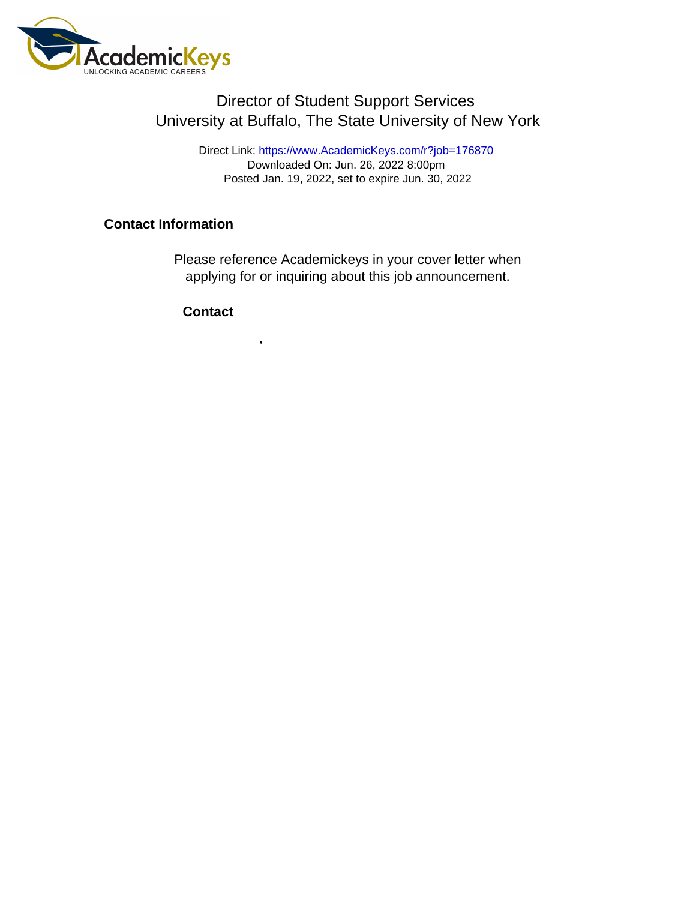# Director of Student Support Services
## University at Buffalo, The State University of New York

Direct Link: https://www.AcademicKeys.com/r?job=176870
Downloaded On: Jun. 26, 2022 8:00pm
Posted Jan. 19, 2022, set to expire Jun. 30, 2022

### Contact Information

Please reference Academickeys in your cover letter when applying for or inquiring about this job announcement.

**Contact**

,